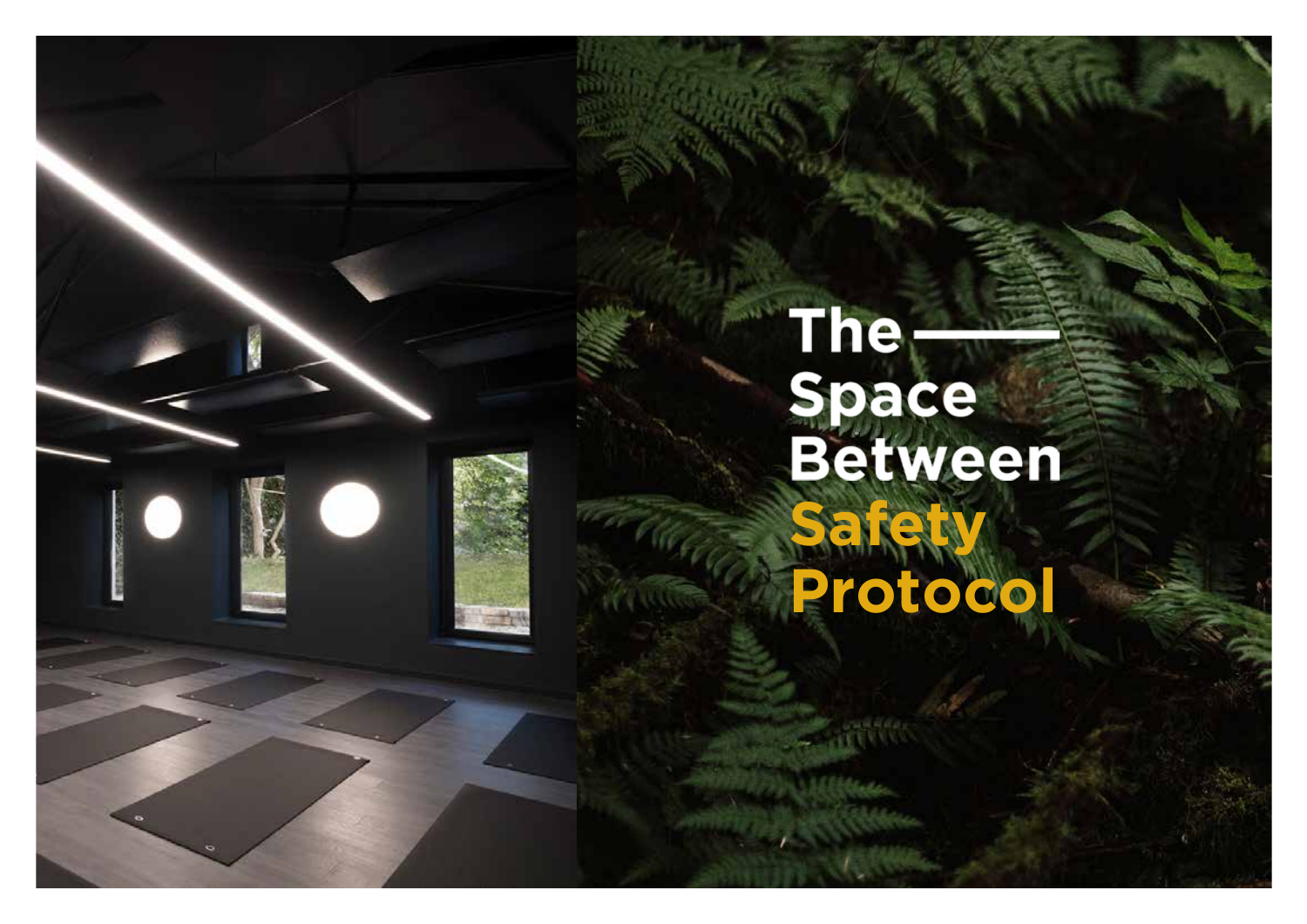# The Space Between Safety Protocol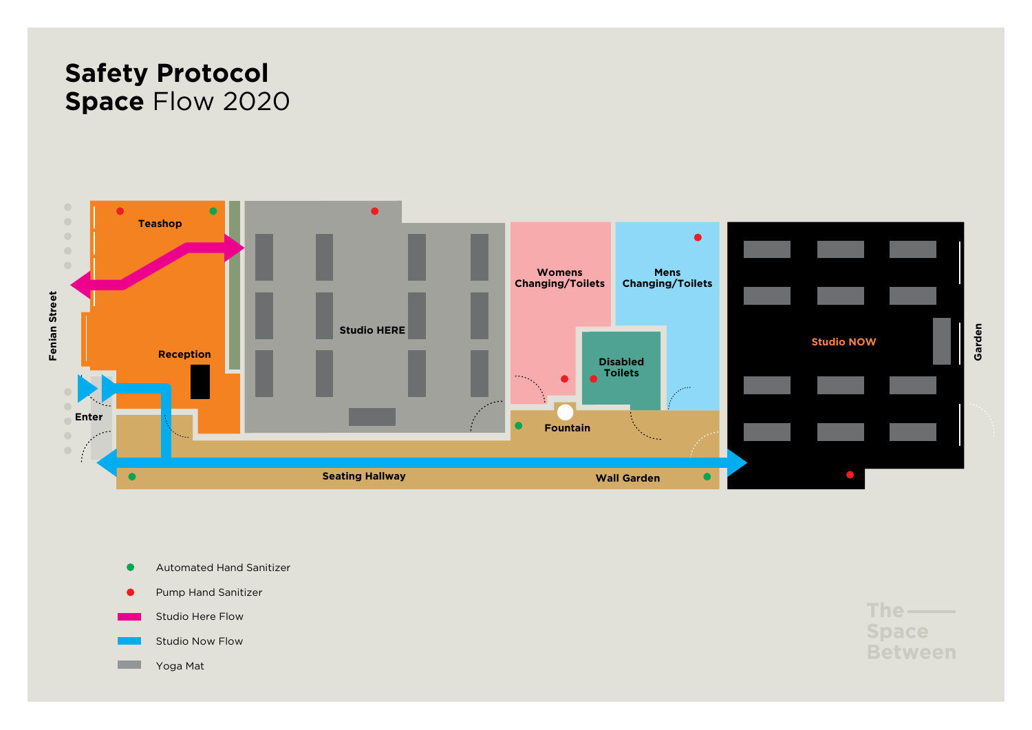# Safety Protocol
# Space Flow 2020

Fenian Street

Teashop

Studio HERE

Womens Changing/Toilets

Mens Changing/Toilets

Disabled Toilets

Studio NOW

Garden

Reception

Enter

Fountain

Seating Hallway

Wall Garden

- Automated Hand Sanitizer
- Pump Hand Sanitizer
- Studio Here Flow
- Studio Now Flow
- Yoga Mat

The Space Between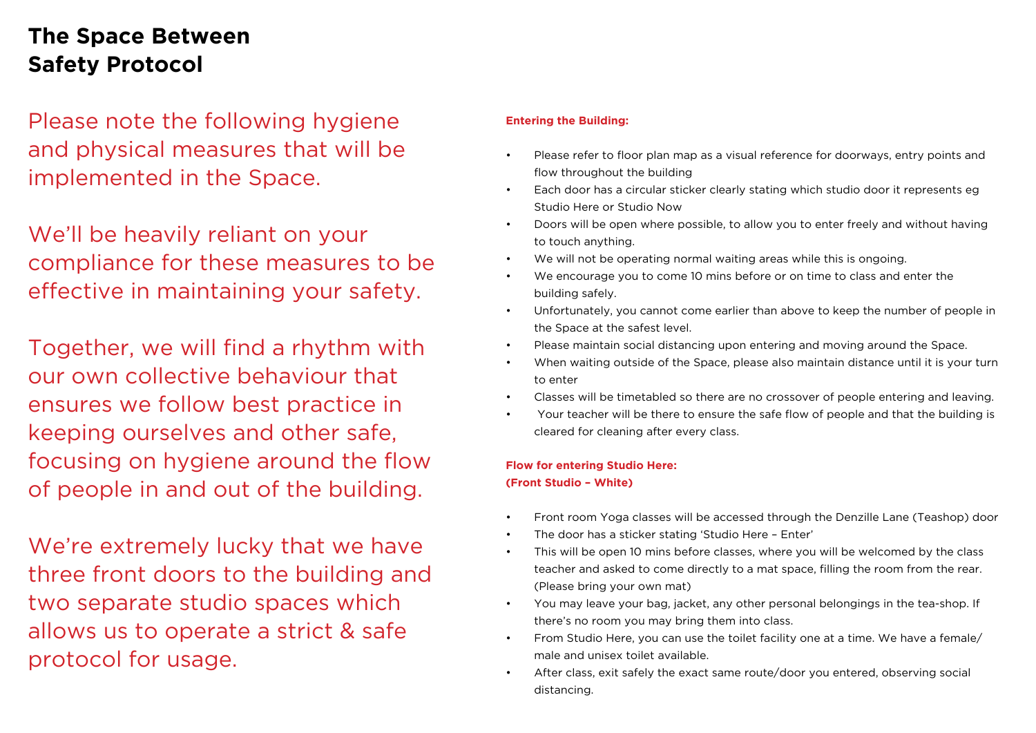# The Space Between Safety Protocol

Please note the following hygiene and physical measures that will be implemented in the Space.

We'll be heavily reliant on your compliance for these measures to be effective in maintaining your safety.

Together, we will find a rhythm with our own collective behaviour that ensures we follow best practice in keeping ourselves and other safe, focusing on hygiene around the flow of people in and out of the building.

We're extremely lucky that we have three front doors to the building and two separate studio spaces which allows us to operate a strict & safe protocol for usage.

**Entering the Building:**

- Please refer to floor plan map as a visual reference for doorways, entry points and flow throughout the building
- Each door has a circular sticker clearly stating which studio door it represents eg Studio Here or Studio Now
- Doors will be open where possible, to allow you to enter freely and without having to touch anything.
- We will not be operating normal waiting areas while this is ongoing.
- We encourage you to come 10 mins before or on time to class and enter the building safely.
- Unfortunately, you cannot come earlier than above to keep the number of people in the Space at the safest level.
- Please maintain social distancing upon entering and moving around the Space.
- When waiting outside of the Space, please also maintain distance until it is your turn to enter
- Classes will be timetabled so there are no crossover of people entering and leaving.
- Your teacher will be there to ensure the safe flow of people and that the building is cleared for cleaning after every class.

**Flow for entering Studio Here:**
**(Front Studio – White)**

- Front room Yoga classes will be accessed through the Denzille Lane (Teashop) door
- The door has a sticker stating 'Studio Here – Enter'
- This will be open 10 mins before classes, where you will be welcomed by the class teacher and asked to come directly to a mat space, filling the room from the rear. (Please bring your own mat)
- You may leave your bag, jacket, any other personal belongings in the tea-shop. If there's no room you may bring them into class.
- From Studio Here, you can use the toilet facility one at a time. We have a female/ male and unisex toilet available.
- After class, exit safely the exact same route/door you entered, observing social distancing.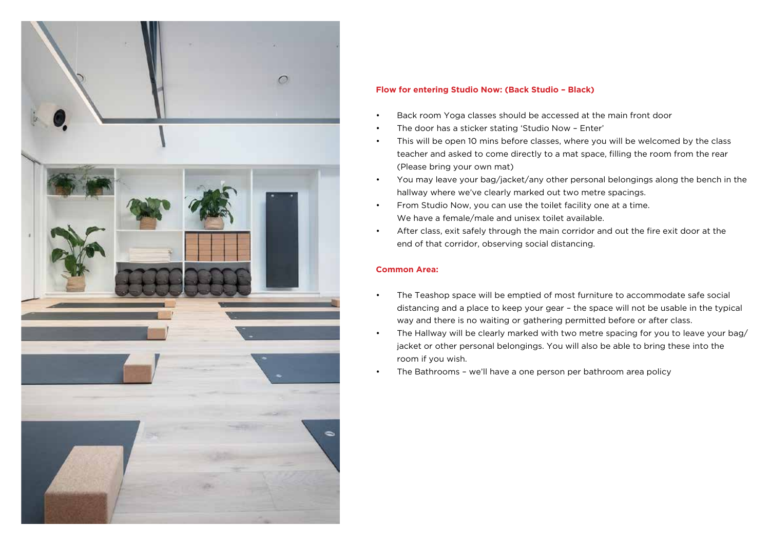## Flow for entering Studio Now: (Back Studio – Black)

- Back room Yoga classes should be accessed at the main front door
- The door has a sticker stating 'Studio Now – Enter'
- This will be open 10 mins before classes, where you will be welcomed by the class teacher and asked to come directly to a mat space, filling the room from the rear (Please bring your own mat)
- You may leave your bag/jacket/any other personal belongings along the bench in the hallway where we've clearly marked out two metre spacings.
- From Studio Now, you can use the toilet facility one at a time. We have a female/male and unisex toilet available.
- After class, exit safely through the main corridor and out the fire exit door at the end of that corridor, observing social distancing.

## Common Area:

- The Teashop space will be emptied of most furniture to accommodate safe social distancing and a place to keep your gear – the space will not be usable in the typical way and there is no waiting or gathering permitted before or after class.
- The Hallway will be clearly marked with two metre spacing for you to leave your bag/ jacket or other personal belongings. You will also be able to bring these into the room if you wish.
- The Bathrooms – we'll have a one person per bathroom area policy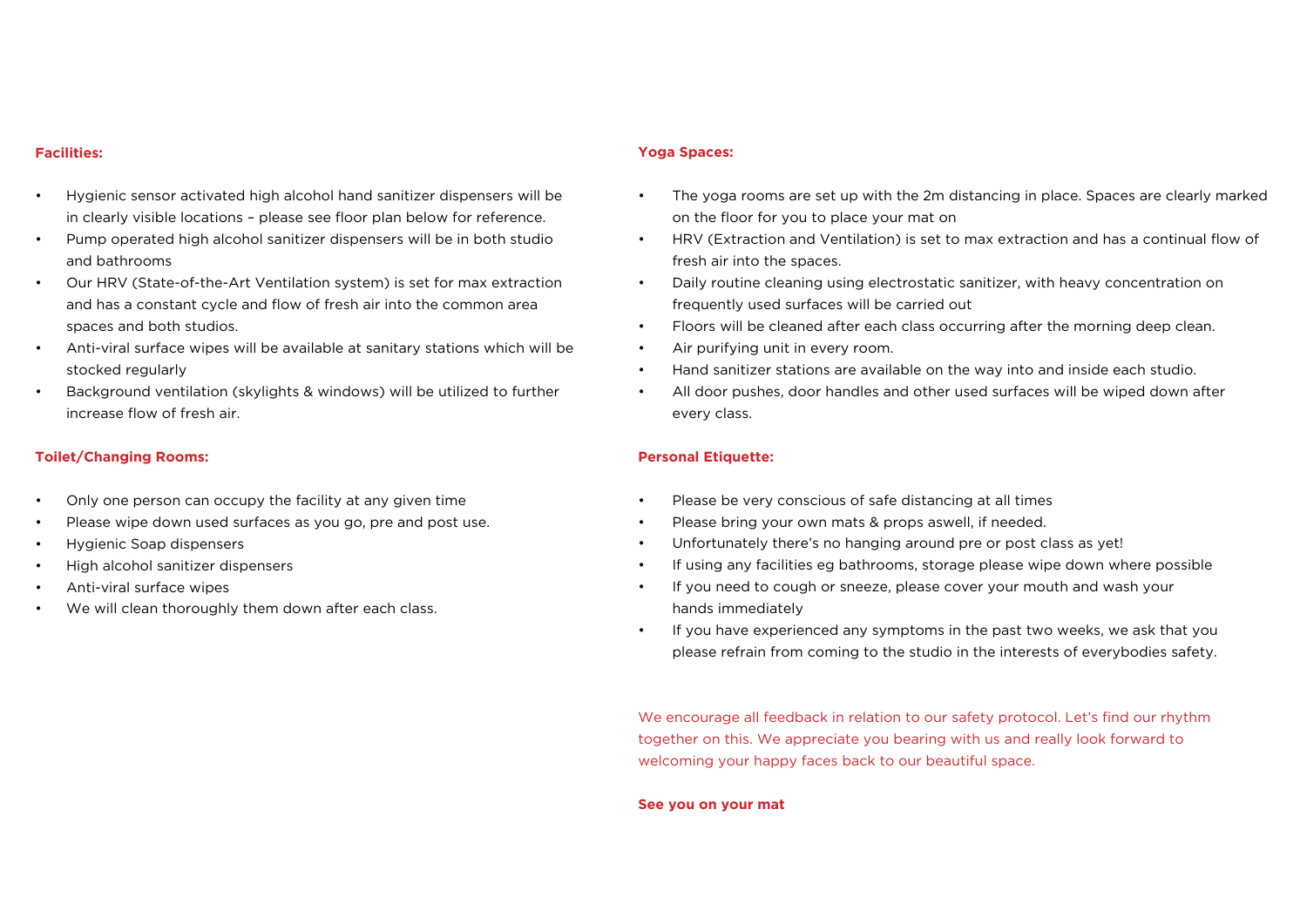**Facilities:**

- Hygienic sensor activated high alcohol hand sanitizer dispensers will be in clearly visible locations – please see floor plan below for reference.
- Pump operated high alcohol sanitizer dispensers will be in both studio and bathrooms
- Our HRV (State-of-the-Art Ventilation system) is set for max extraction and has a constant cycle and flow of fresh air into the common area spaces and both studios.
- Anti-viral surface wipes will be available at sanitary stations which will be stocked regularly
- Background ventilation (skylights & windows) will be utilized to further increase flow of fresh air.

**Toilet/Changing Rooms:**

- Only one person can occupy the facility at any given time
- Please wipe down used surfaces as you go, pre and post use.
- Hygienic Soap dispensers
- High alcohol sanitizer dispensers
- Anti-viral surface wipes
- We will clean thoroughly them down after each class.

**Yoga Spaces:**

- The yoga rooms are set up with the 2m distancing in place. Spaces are clearly marked on the floor for you to place your mat on
- HRV (Extraction and Ventilation) is set to max extraction and has a continual flow of fresh air into the spaces.
- Daily routine cleaning using electrostatic sanitizer, with heavy concentration on frequently used surfaces will be carried out
- Floors will be cleaned after each class occurring after the morning deep clean.
- Air purifying unit in every room.
- Hand sanitizer stations are available on the way into and inside each studio.
- All door pushes, door handles and other used surfaces will be wiped down after every class.

**Personal Etiquette:**

- Please be very conscious of safe distancing at all times
- Please bring your own mats & props aswell, if needed.
- Unfortunately there's no hanging around pre or post class as yet!
- If using any facilities eg bathrooms, storage please wipe down where possible
- If you need to cough or sneeze, please cover your mouth and wash your hands immediately
- If you have experienced any symptoms in the past two weeks, we ask that you please refrain from coming to the studio in the interests of everybodies safety.

We encourage all feedback in relation to our safety protocol. Let's find our rhythm together on this. We appreciate you bearing with us and really look forward to welcoming your happy faces back to our beautiful space.

**See you on your mat**